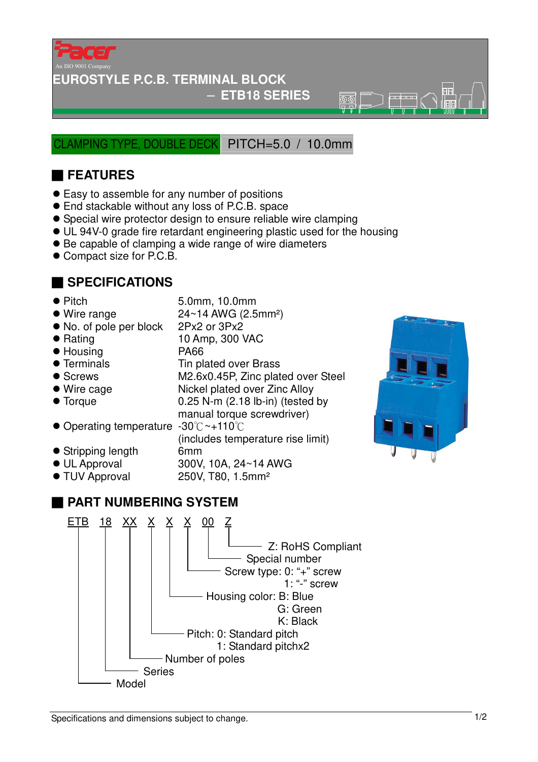Pacer

An ISO 9001 Company

# EUROSTYLE P.C.B. TERMINAL BLOCK

## – ETB18 SERIES

CLAMPING TYPE, DOUBLE DECK PITCH=5.0 / 10.0mm

## FEATURES

- Easy to assemble for any number of positions
- End stackable without any loss of P.C.B. space
- Special wire protector design to ensure reliable wire clamping
- UL 94V-0 grade fire retardant engineering plastic used for the housing
- Be capable of clamping a wide range of wire diameters
- Compact size for P.C.B.

## SPECIFICATIONS

| | |
|---|---|
| Pitch | 5.0mm, 10.0mm |
| Wire range | 24~14 AWG (2.5mm²) |
| No. of pole per block | 2Px2 or 3Px2 |
| Rating | 10 Amp, 300 VAC |
| Housing | PA66 |
| Terminals | Tin plated over Brass |
| Screws | M2.6x0.45P, Zinc plated over Steel |
| Wire cage | Nickel plated over Zinc Alloy |
| Torque | 0.25 N-m (2.18 lb-in) (tested by manual torque screwdriver) |
| Operating temperature | -30℃~+110℃ (includes temperature rise limit) |
| Stripping length | 6mm |
| UL Approval | 300V, 10A, 24~14 AWG |
| TUV Approval | 250V, T80, 1.5mm² |

## PART NUMBERING SYSTEM

ETB 18 XX X X X 00 Z

- Z: RoHS Compliant
- 00: Special number
- X: Screw type: 0: "+" screw
  - 1: "-" screw
- X: Housing color: B: Blue
  - G: Green
  - K: Black
- X: Pitch: 0: Standard pitch
  - 1: Standard pitchx2
- XX: Number of poles
- 18: Series
- ETB: Model

Specifications and dimensions subject to change.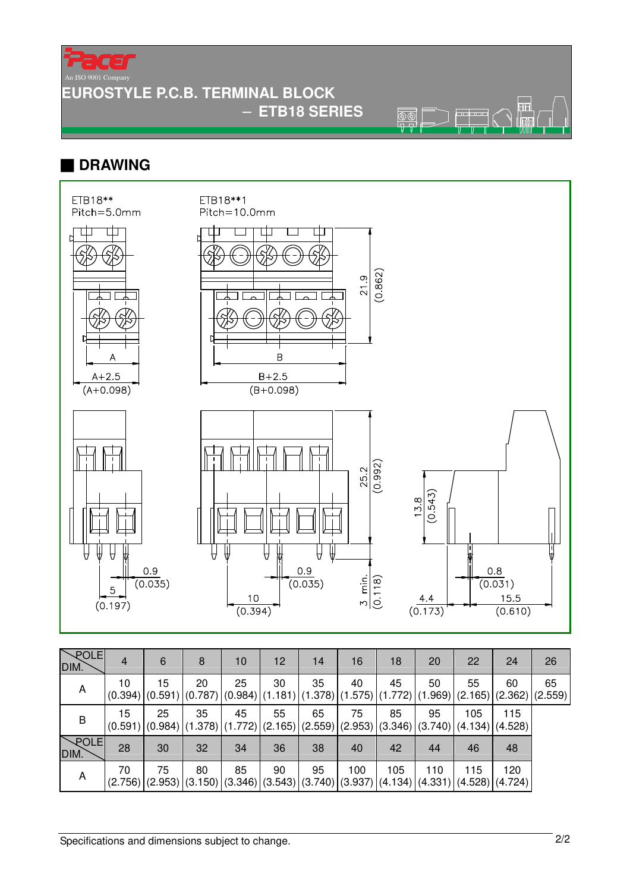An ISO 9001 Company

EUROSTYLE P.C.B. TERMINAL BLOCK
– ETB18 SERIES

## DRAWING

ETB18**
Pitch=5.0mm

ETB18**1
Pitch=10.0mm

A
A+2.5
(A+0.098)

B
B+2.5
(B+0.098)

21.9
(0.862)

25.2
(0.992)

13.8
(0.543)

0.9
(0.035)

5
(0.197)

10
(0.394)

0.9
(0.035)

3 min.
(0.118)

4.4
(0.173)

0.8
(0.031)

15.5
(0.610)

| POLE / DIM. | 4 | 6 | 8 | 10 | 12 | 14 | 16 | 18 | 20 | 22 | 24 | 26 |
|---|---|---|---|---|---|---|---|---|---|---|---|---|
| A | 10 (0.394) | 15 (0.591) | 20 (0.787) | 25 (0.984) | 30 (1.181) | 35 (1.378) | 40 (1.575) | 45 (1.772) | 50 (1.969) | 55 (2.165) | 60 (2.362) | 65 (2.559) |
| B | 15 (0.591) | 25 (0.984) | 35 (1.378) | 45 (1.772) | 55 (2.165) | 65 (2.559) | 75 (2.953) | 85 (3.346) | 95 (3.740) | 105 (4.134) | 115 (4.528) | |
| POLE / DIM. | 28 | 30 | 32 | 34 | 36 | 38 | 40 | 42 | 44 | 46 | 48 | |
| A | 70 (2.756) | 75 (2.953) | 80 (3.150) | 85 (3.346) | 90 (3.543) | 95 (3.740) | 100 (3.937) | 105 (4.134) | 110 (4.331) | 115 (4.528) | 120 (4.724) | |

Specifications and dimensions subject to change.